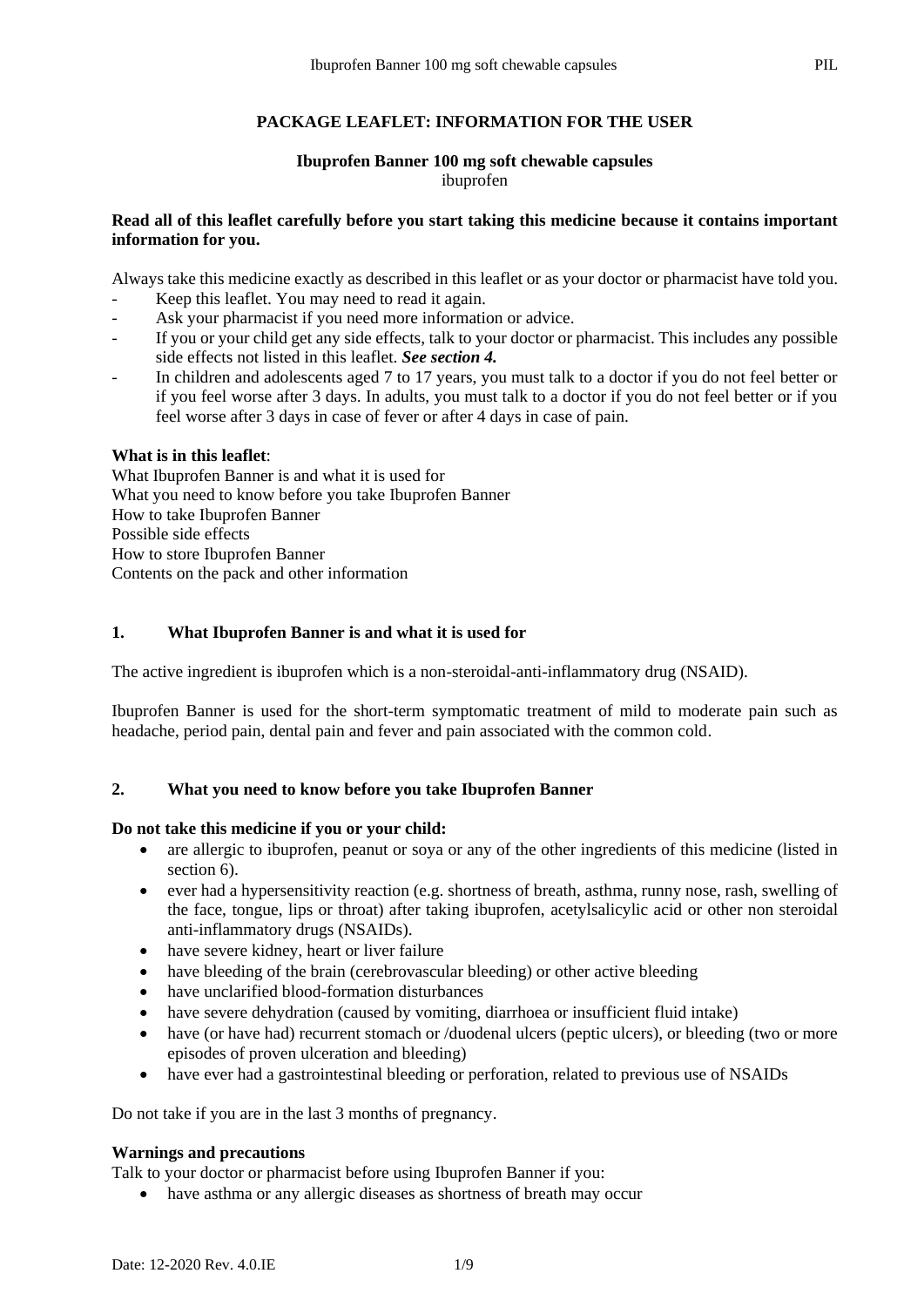# PACKAGE LEAFLET: INFORMATION FOR THE USER

**Ibuprofen Banner 100 mg soft chewable capsules**
ibuprofen

**Read all of this leaflet carefully before you start taking this medicine because it contains important information for you.**

Always take this medicine exactly as described in this leaflet or as your doctor or pharmacist have told you.
- Keep this leaflet. You may need to read it again.
- Ask your pharmacist if you need more information or advice.
- If you or your child get any side effects, talk to your doctor or pharmacist. This includes any possible side effects not listed in this leaflet. ***See section 4.***
- In children and adolescents aged 7 to 17 years, you must talk to a doctor if you do not feel better or if you feel worse after 3 days. In adults, you must talk to a doctor if you do not feel better or if you feel worse after 3 days in case of fever or after 4 days in case of pain.

**What is in this leaflet**:
What Ibuprofen Banner is and what it is used for
What you need to know before you take Ibuprofen Banner
How to take Ibuprofen Banner
Possible side effects
How to store Ibuprofen Banner
Contents on the pack and other information

## 1. What Ibuprofen Banner is and what it is used for

The active ingredient is ibuprofen which is a non-steroidal-anti-inflammatory drug (NSAID).

Ibuprofen Banner is used for the short-term symptomatic treatment of mild to moderate pain such as headache, period pain, dental pain and fever and pain associated with the common cold.

## 2. What you need to know before you take Ibuprofen Banner

**Do not take this medicine if you or your child:**
- are allergic to ibuprofen, peanut or soya or any of the other ingredients of this medicine (listed in section 6).
- ever had a hypersensitivity reaction (e.g. shortness of breath, asthma, runny nose, rash, swelling of the face, tongue, lips or throat) after taking ibuprofen, acetylsalicylic acid or other non steroidal anti-inflammatory drugs (NSAIDs).
- have severe kidney, heart or liver failure
- have bleeding of the brain (cerebrovascular bleeding) or other active bleeding
- have unclarified blood-formation disturbances
- have severe dehydration (caused by vomiting, diarrhoea or insufficient fluid intake)
- have (or have had) recurrent stomach or /duodenal ulcers (peptic ulcers), or bleeding (two or more episodes of proven ulceration and bleeding)
- have ever had a gastrointestinal bleeding or perforation, related to previous use of NSAIDs

Do not take if you are in the last 3 months of pregnancy.

**Warnings and precautions**
Talk to your doctor or pharmacist before using Ibuprofen Banner if you:
- have asthma or any allergic diseases as shortness of breath may occur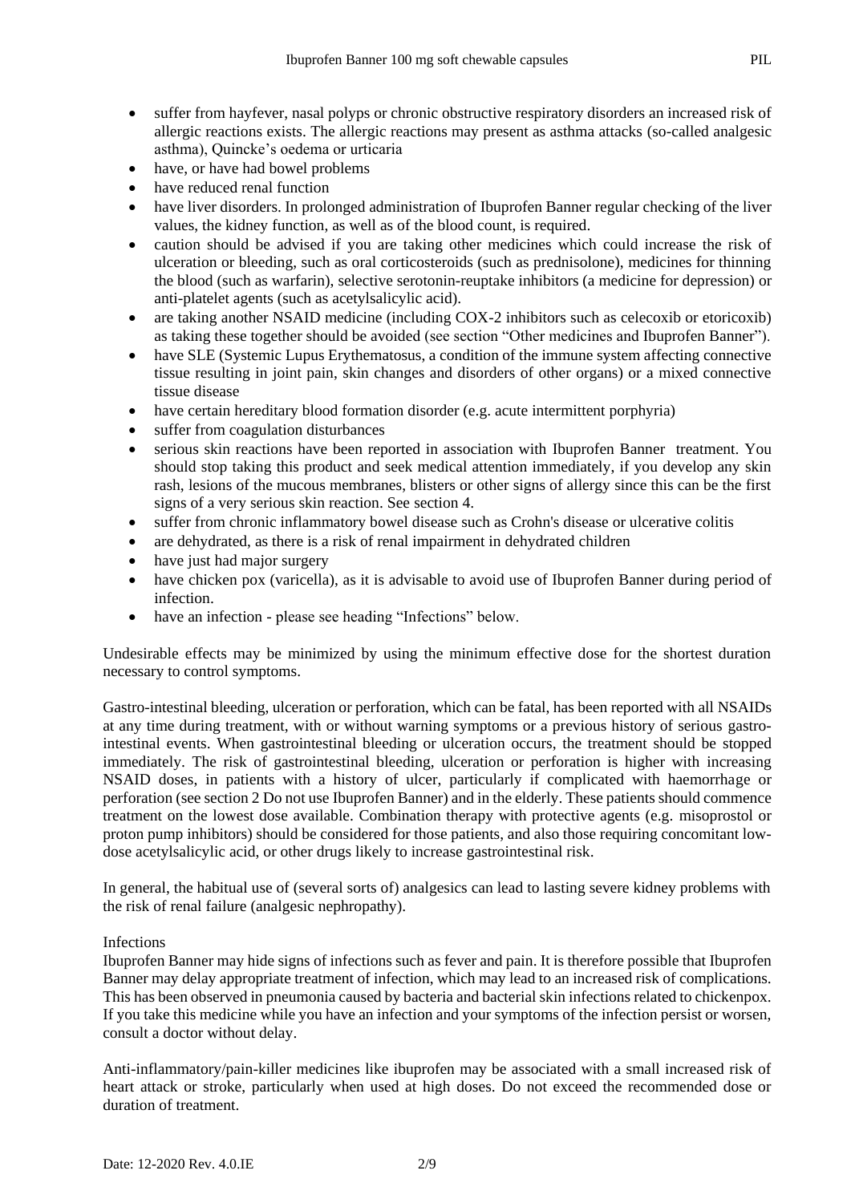- suffer from hayfever, nasal polyps or chronic obstructive respiratory disorders an increased risk of allergic reactions exists. The allergic reactions may present as asthma attacks (so-called analgesic asthma), Quincke's oedema or urticaria
- have, or have had bowel problems
- have reduced renal function
- have liver disorders. In prolonged administration of Ibuprofen Banner regular checking of the liver values, the kidney function, as well as of the blood count, is required.
- caution should be advised if you are taking other medicines which could increase the risk of ulceration or bleeding, such as oral corticosteroids (such as prednisolone), medicines for thinning the blood (such as warfarin), selective serotonin-reuptake inhibitors (a medicine for depression) or anti-platelet agents (such as acetylsalicylic acid).
- are taking another NSAID medicine (including COX-2 inhibitors such as celecoxib or etoricoxib) as taking these together should be avoided (see section "Other medicines and Ibuprofen Banner").
- have SLE (Systemic Lupus Erythematosus, a condition of the immune system affecting connective tissue resulting in joint pain, skin changes and disorders of other organs) or a mixed connective tissue disease
- have certain hereditary blood formation disorder (e.g. acute intermittent porphyria)
- suffer from coagulation disturbances
- serious skin reactions have been reported in association with Ibuprofen Banner treatment. You should stop taking this product and seek medical attention immediately, if you develop any skin rash, lesions of the mucous membranes, blisters or other signs of allergy since this can be the first signs of a very serious skin reaction. See section 4.
- suffer from chronic inflammatory bowel disease such as Crohn's disease or ulcerative colitis
- are dehydrated, as there is a risk of renal impairment in dehydrated children
- have just had major surgery
- have chicken pox (varicella), as it is advisable to avoid use of Ibuprofen Banner during period of infection.
- have an infection - please see heading "Infections" below.

Undesirable effects may be minimized by using the minimum effective dose for the shortest duration necessary to control symptoms.

Gastro-intestinal bleeding, ulceration or perforation, which can be fatal, has been reported with all NSAIDs at any time during treatment, with or without warning symptoms or a previous history of serious gastro-intestinal events. When gastrointestinal bleeding or ulceration occurs, the treatment should be stopped immediately. The risk of gastrointestinal bleeding, ulceration or perforation is higher with increasing NSAID doses, in patients with a history of ulcer, particularly if complicated with haemorrhage or perforation (see section 2 Do not use Ibuprofen Banner) and in the elderly. These patients should commence treatment on the lowest dose available. Combination therapy with protective agents (e.g. misoprostol or proton pump inhibitors) should be considered for those patients, and also those requiring concomitant low-dose acetylsalicylic acid, or other drugs likely to increase gastrointestinal risk.

In general, the habitual use of (several sorts of) analgesics can lead to lasting severe kidney problems with the risk of renal failure (analgesic nephropathy).

Infections

Ibuprofen Banner may hide signs of infections such as fever and pain. It is therefore possible that Ibuprofen Banner may delay appropriate treatment of infection, which may lead to an increased risk of complications. This has been observed in pneumonia caused by bacteria and bacterial skin infections related to chickenpox. If you take this medicine while you have an infection and your symptoms of the infection persist or worsen, consult a doctor without delay.

Anti-inflammatory/pain-killer medicines like ibuprofen may be associated with a small increased risk of heart attack or stroke, particularly when used at high doses. Do not exceed the recommended dose or duration of treatment.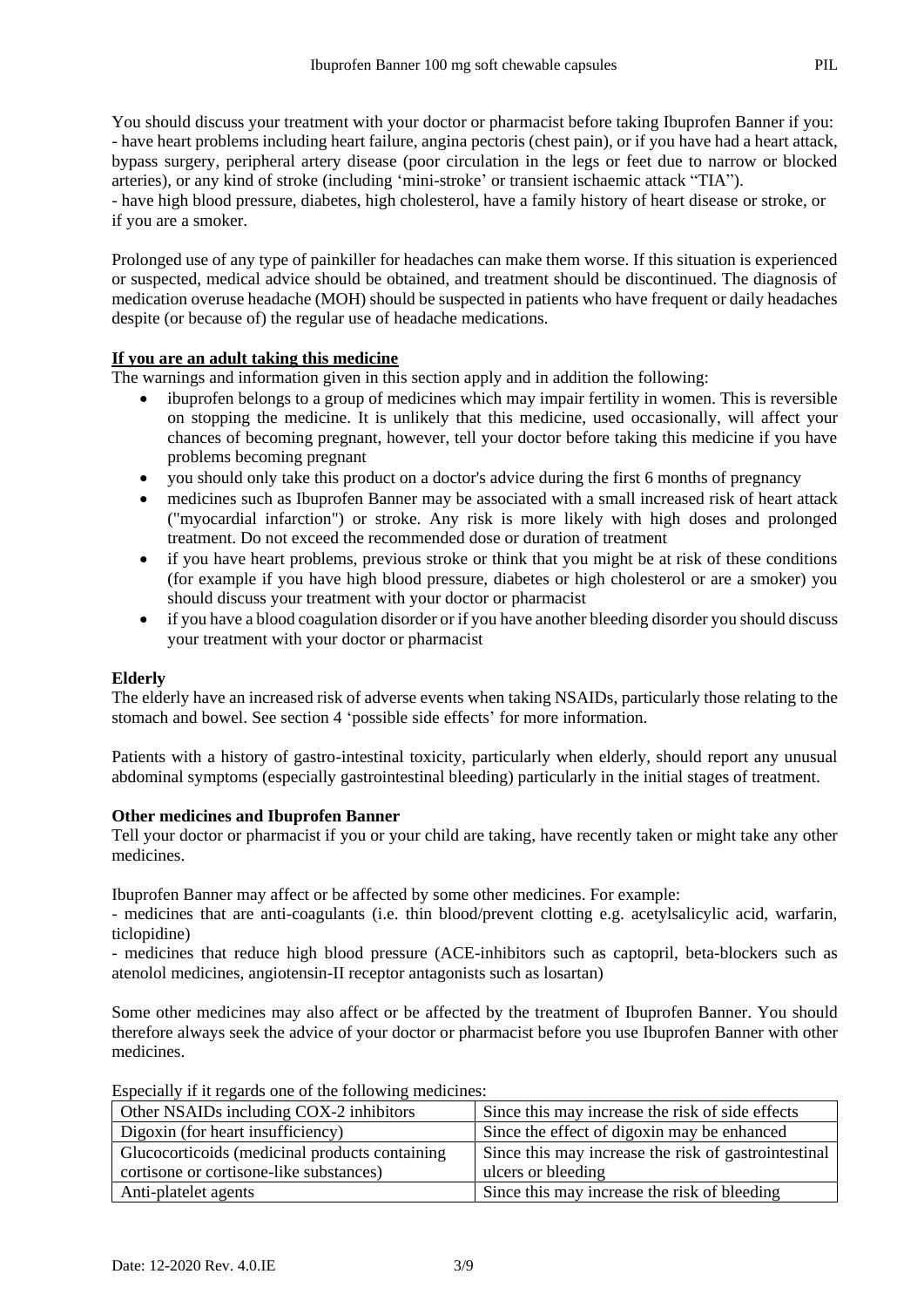You should discuss your treatment with your doctor or pharmacist before taking Ibuprofen Banner if you:
- have heart problems including heart failure, angina pectoris (chest pain), or if you have had a heart attack, bypass surgery, peripheral artery disease (poor circulation in the legs or feet due to narrow or blocked arteries), or any kind of stroke (including 'mini-stroke' or transient ischaemic attack "TIA").
- have high blood pressure, diabetes, high cholesterol, have a family history of heart disease or stroke, or if you are a smoker.

Prolonged use of any type of painkiller for headaches can make them worse. If this situation is experienced or suspected, medical advice should be obtained, and treatment should be discontinued. The diagnosis of medication overuse headache (MOH) should be suspected in patients who have frequent or daily headaches despite (or because of) the regular use of headache medications.

**If you are an adult taking this medicine**

The warnings and information given in this section apply and in addition the following:

- ibuprofen belongs to a group of medicines which may impair fertility in women. This is reversible on stopping the medicine. It is unlikely that this medicine, used occasionally, will affect your chances of becoming pregnant, however, tell your doctor before taking this medicine if you have problems becoming pregnant
- you should only take this product on a doctor's advice during the first 6 months of pregnancy
- medicines such as Ibuprofen Banner may be associated with a small increased risk of heart attack ("myocardial infarction") or stroke. Any risk is more likely with high doses and prolonged treatment. Do not exceed the recommended dose or duration of treatment
- if you have heart problems, previous stroke or think that you might be at risk of these conditions (for example if you have high blood pressure, diabetes or high cholesterol or are a smoker) you should discuss your treatment with your doctor or pharmacist
- if you have a blood coagulation disorder or if you have another bleeding disorder you should discuss your treatment with your doctor or pharmacist

**Elderly**

The elderly have an increased risk of adverse events when taking NSAIDs, particularly those relating to the stomach and bowel. See section 4 'possible side effects' for more information.

Patients with a history of gastro-intestinal toxicity, particularly when elderly, should report any unusual abdominal symptoms (especially gastrointestinal bleeding) particularly in the initial stages of treatment.

**Other medicines and Ibuprofen Banner**

Tell your doctor or pharmacist if you or your child are taking, have recently taken or might take any other medicines.

Ibuprofen Banner may affect or be affected by some other medicines. For example:
- medicines that are anti-coagulants (i.e. thin blood/prevent clotting e.g. acetylsalicylic acid, warfarin, ticlopidine)
- medicines that reduce high blood pressure (ACE-inhibitors such as captopril, beta-blockers such as atenolol medicines, angiotensin-II receptor antagonists such as losartan)

Some other medicines may also affect or be affected by the treatment of Ibuprofen Banner. You should therefore always seek the advice of your doctor or pharmacist before you use Ibuprofen Banner with other medicines.

Especially if it regards one of the following medicines:

| | |
|---|---|
| Other NSAIDs including COX-2 inhibitors | Since this may increase the risk of side effects |
| Digoxin (for heart insufficiency) | Since the effect of digoxin may be enhanced |
| Glucocorticoids (medicinal products containing cortisone or cortisone-like substances) | Since this may increase the risk of gastrointestinal ulcers or bleeding |
| Anti-platelet agents | Since this may increase the risk of bleeding |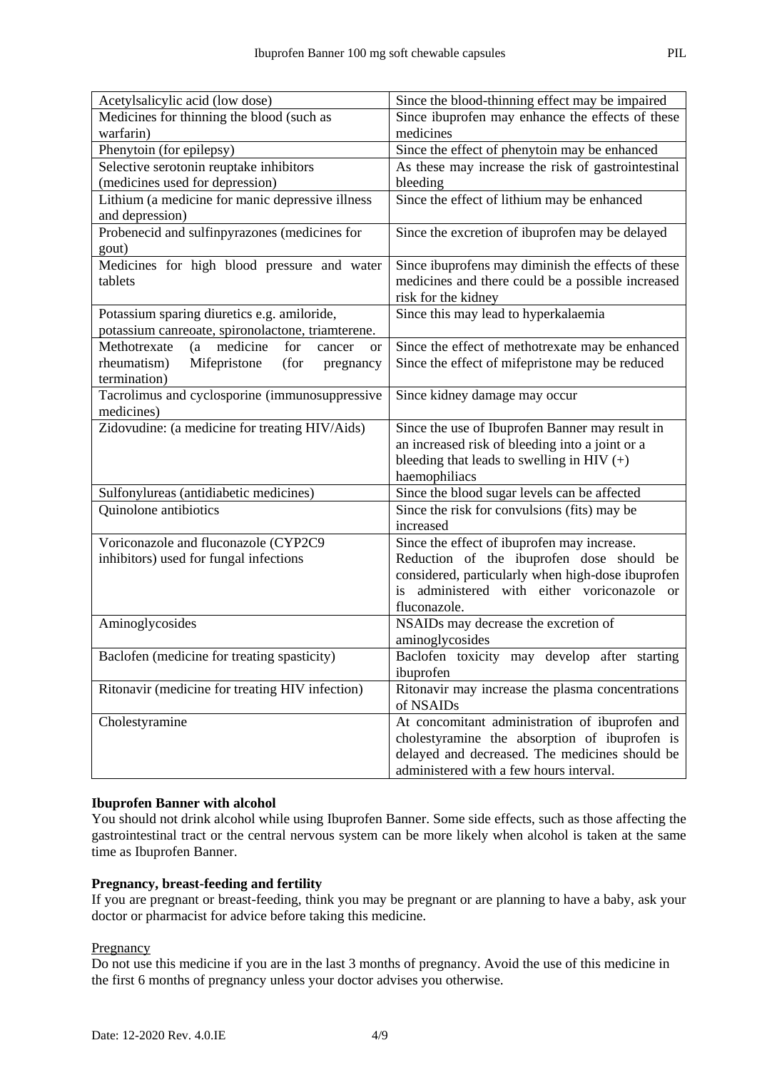| Acetylsalicylic acid (low dose) | Since the blood-thinning effect may be impaired |
|---|---|
| Medicines for thinning the blood (such as warfarin) | Since ibuprofen may enhance the effects of these medicines |
| Phenytoin (for epilepsy) | Since the effect of phenytoin may be enhanced |
| Selective serotonin reuptake inhibitors (medicines used for depression) | As these may increase the risk of gastrointestinal bleeding |
| Lithium (a medicine for manic depressive illness and depression) | Since the effect of lithium may be enhanced |
| Probenecid and sulfinpyrazones (medicines for gout) | Since the excretion of ibuprofen may be delayed |
| Medicines for high blood pressure and water tablets | Since ibuprofens may diminish the effects of these medicines and there could be a possible increased risk for the kidney |
| Potassium sparing diuretics e.g. amiloride, potassium canreoate, spironolactone, triamterene. | Since this may lead to hyperkalaemia |
| Methotrexate (a medicine for cancer or rheumatism) Mifepristone (for pregnancy termination) | Since the effect of methotrexate may be enhanced Since the effect of mifepristone may be reduced |
| Tacrolimus and cyclosporine (immunosuppressive medicines) | Since kidney damage may occur |
| Zidovudine: (a medicine for treating HIV/Aids) | Since the use of Ibuprofen Banner may result in an increased risk of bleeding into a joint or a bleeding that leads to swelling in HIV (+) haemophiliacs |
| Sulfonylureas (antidiabetic medicines) | Since the blood sugar levels can be affected |
| Quinolone antibiotics | Since the risk for convulsions (fits) may be increased |
| Voriconazole and fluconazole (CYP2C9 inhibitors) used for fungal infections | Since the effect of ibuprofen may increase. Reduction of the ibuprofen dose should be considered, particularly when high-dose ibuprofen is administered with either voriconazole or fluconazole. |
| Aminoglycosides | NSAIDs may decrease the excretion of aminoglycosides |
| Baclofen (medicine for treating spasticity) | Baclofen toxicity may develop after starting ibuprofen |
| Ritonavir (medicine for treating HIV infection) | Ritonavir may increase the plasma concentrations of NSAIDs |
| Cholestyramine | At concomitant administration of ibuprofen and cholestyramine the absorption of ibuprofen is delayed and decreased. The medicines should be administered with a few hours interval. |

**Ibuprofen Banner with alcohol**

You should not drink alcohol while using Ibuprofen Banner. Some side effects, such as those affecting the gastrointestinal tract or the central nervous system can be more likely when alcohol is taken at the same time as Ibuprofen Banner.

**Pregnancy, breast-feeding and fertility**

If you are pregnant or breast-feeding, think you may be pregnant or are planning to have a baby, ask your doctor or pharmacist for advice before taking this medicine.

Pregnancy

Do not use this medicine if you are in the last 3 months of pregnancy. Avoid the use of this medicine in the first 6 months of pregnancy unless your doctor advises you otherwise.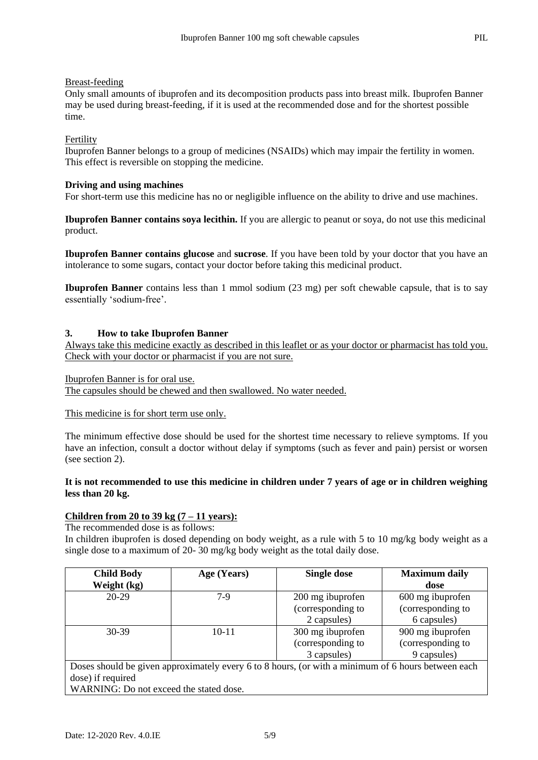Breast-feeding

Only small amounts of ibuprofen and its decomposition products pass into breast milk. Ibuprofen Banner may be used during breast-feeding, if it is used at the recommended dose and for the shortest possible time.

Fertility

Ibuprofen Banner belongs to a group of medicines (NSAIDs) which may impair the fertility in women. This effect is reversible on stopping the medicine.

**Driving and using machines**

For short-term use this medicine has no or negligible influence on the ability to drive and use machines.

**Ibuprofen Banner contains soya lecithin.** If you are allergic to peanut or soya, do not use this medicinal product.

**Ibuprofen Banner contains glucose** and **sucrose**. If you have been told by your doctor that you have an intolerance to some sugars, contact your doctor before taking this medicinal product.

**Ibuprofen Banner** contains less than 1 mmol sodium (23 mg) per soft chewable capsule, that is to say essentially 'sodium-free'.

## 3. How to take Ibuprofen Banner

Always take this medicine exactly as described in this leaflet or as your doctor or pharmacist has told you. Check with your doctor or pharmacist if you are not sure.

Ibuprofen Banner is for oral use.
The capsules should be chewed and then swallowed. No water needed.

This medicine is for short term use only.

The minimum effective dose should be used for the shortest time necessary to relieve symptoms. If you have an infection, consult a doctor without delay if symptoms (such as fever and pain) persist or worsen (see section 2).

**It is not recommended to use this medicine in children under 7 years of age or in children weighing less than 20 kg.**

**Children from 20 to 39 kg (7 – 11 years):**

The recommended dose is as follows:

In children ibuprofen is dosed depending on body weight, as a rule with 5 to 10 mg/kg body weight as a single dose to a maximum of 20- 30 mg/kg body weight as the total daily dose.

| Child Body Weight (kg) | Age (Years) | Single dose | Maximum daily dose |
|---|---|---|---|
| 20-29 | 7-9 | 200 mg ibuprofen (corresponding to 2 capsules) | 600 mg ibuprofen (corresponding to 6 capsules) |
| 30-39 | 10-11 | 300 mg ibuprofen (corresponding to 3 capsules) | 900 mg ibuprofen (corresponding to 9 capsules) |
| Doses should be given approximately every 6 to 8 hours, (or with a minimum of 6 hours between each dose) if required<br>WARNING: Do not exceed the stated dose. | | | |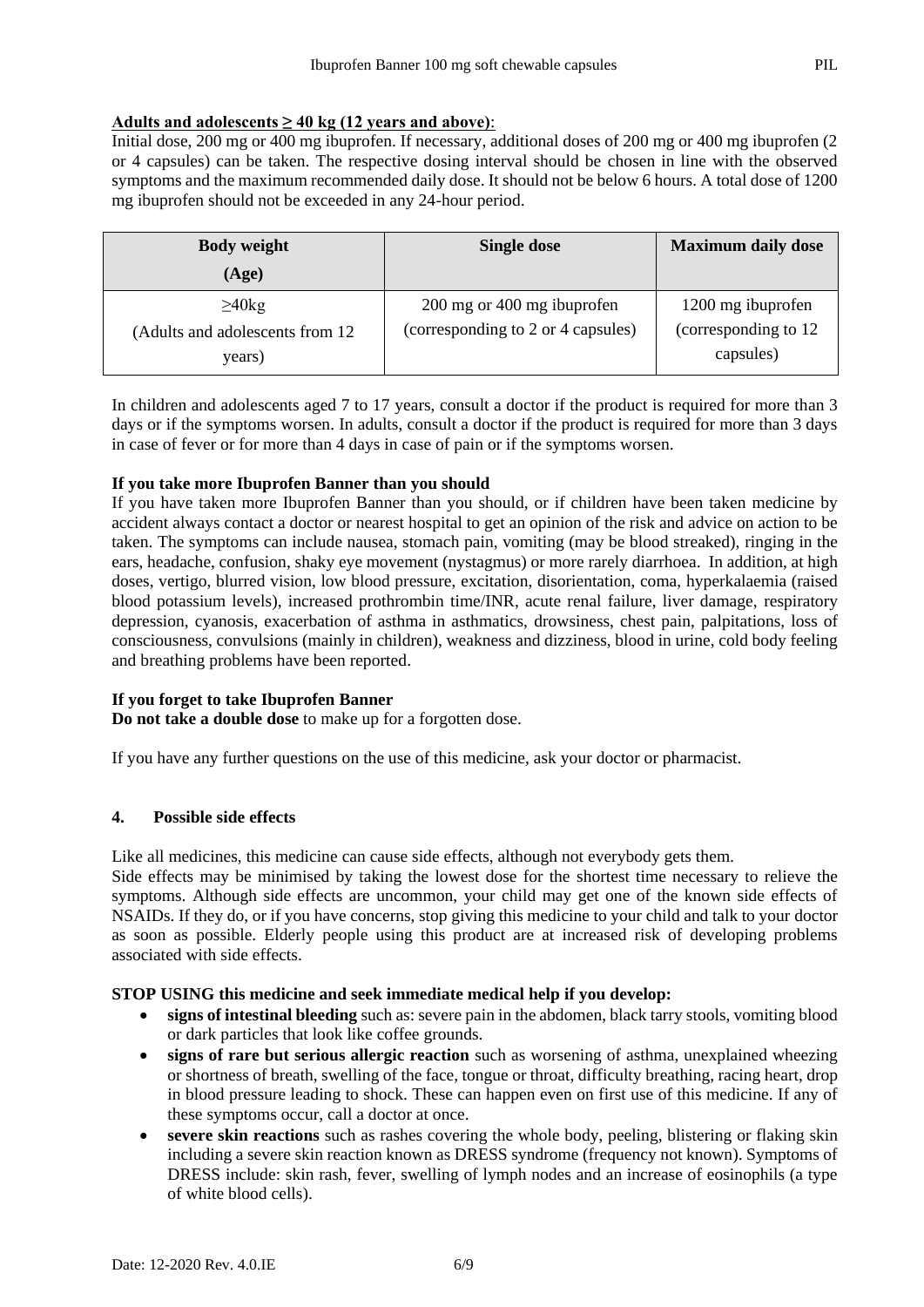**Adults and adolescents ≥ 40 kg (12 years and above)**:

Initial dose, 200 mg or 400 mg ibuprofen. If necessary, additional doses of 200 mg or 400 mg ibuprofen (2 or 4 capsules) can be taken. The respective dosing interval should be chosen in line with the observed symptoms and the maximum recommended daily dose. It should not be below 6 hours. A total dose of 1200 mg ibuprofen should not be exceeded in any 24-hour period.

| Body weight (Age) | Single dose | Maximum daily dose |
|---|---|---|
| ≥40kg (Adults and adolescents from 12 years) | 200 mg or 400 mg ibuprofen (corresponding to 2 or 4 capsules) | 1200 mg ibuprofen (corresponding to 12 capsules) |

In children and adolescents aged 7 to 17 years, consult a doctor if the product is required for more than 3 days or if the symptoms worsen. In adults, consult a doctor if the product is required for more than 3 days in case of fever or for more than 4 days in case of pain or if the symptoms worsen.

**If you take more Ibuprofen Banner than you should**

If you have taken more Ibuprofen Banner than you should, or if children have been taken medicine by accident always contact a doctor or nearest hospital to get an opinion of the risk and advice on action to be taken. The symptoms can include nausea, stomach pain, vomiting (may be blood streaked), ringing in the ears, headache, confusion, shaky eye movement (nystagmus) or more rarely diarrhoea. In addition, at high doses, vertigo, blurred vision, low blood pressure, excitation, disorientation, coma, hyperkalaemia (raised blood potassium levels), increased prothrombin time/INR, acute renal failure, liver damage, respiratory depression, cyanosis, exacerbation of asthma in asthmatics, drowsiness, chest pain, palpitations, loss of consciousness, convulsions (mainly in children), weakness and dizziness, blood in urine, cold body feeling and breathing problems have been reported.

**If you forget to take Ibuprofen Banner**

**Do not take a double dose** to make up for a forgotten dose.

If you have any further questions on the use of this medicine, ask your doctor or pharmacist.

## 4. Possible side effects

Like all medicines, this medicine can cause side effects, although not everybody gets them.

Side effects may be minimised by taking the lowest dose for the shortest time necessary to relieve the symptoms. Although side effects are uncommon, your child may get one of the known side effects of NSAIDs. If they do, or if you have concerns, stop giving this medicine to your child and talk to your doctor as soon as possible. Elderly people using this product are at increased risk of developing problems associated with side effects.

**STOP USING this medicine and seek immediate medical help if you develop:**

- **signs of intestinal bleeding** such as: severe pain in the abdomen, black tarry stools, vomiting blood or dark particles that look like coffee grounds.
- **signs of rare but serious allergic reaction** such as worsening of asthma, unexplained wheezing or shortness of breath, swelling of the face, tongue or throat, difficulty breathing, racing heart, drop in blood pressure leading to shock. These can happen even on first use of this medicine. If any of these symptoms occur, call a doctor at once.
- **severe skin reactions** such as rashes covering the whole body, peeling, blistering or flaking skin including a severe skin reaction known as DRESS syndrome (frequency not known). Symptoms of DRESS include: skin rash, fever, swelling of lymph nodes and an increase of eosinophils (a type of white blood cells).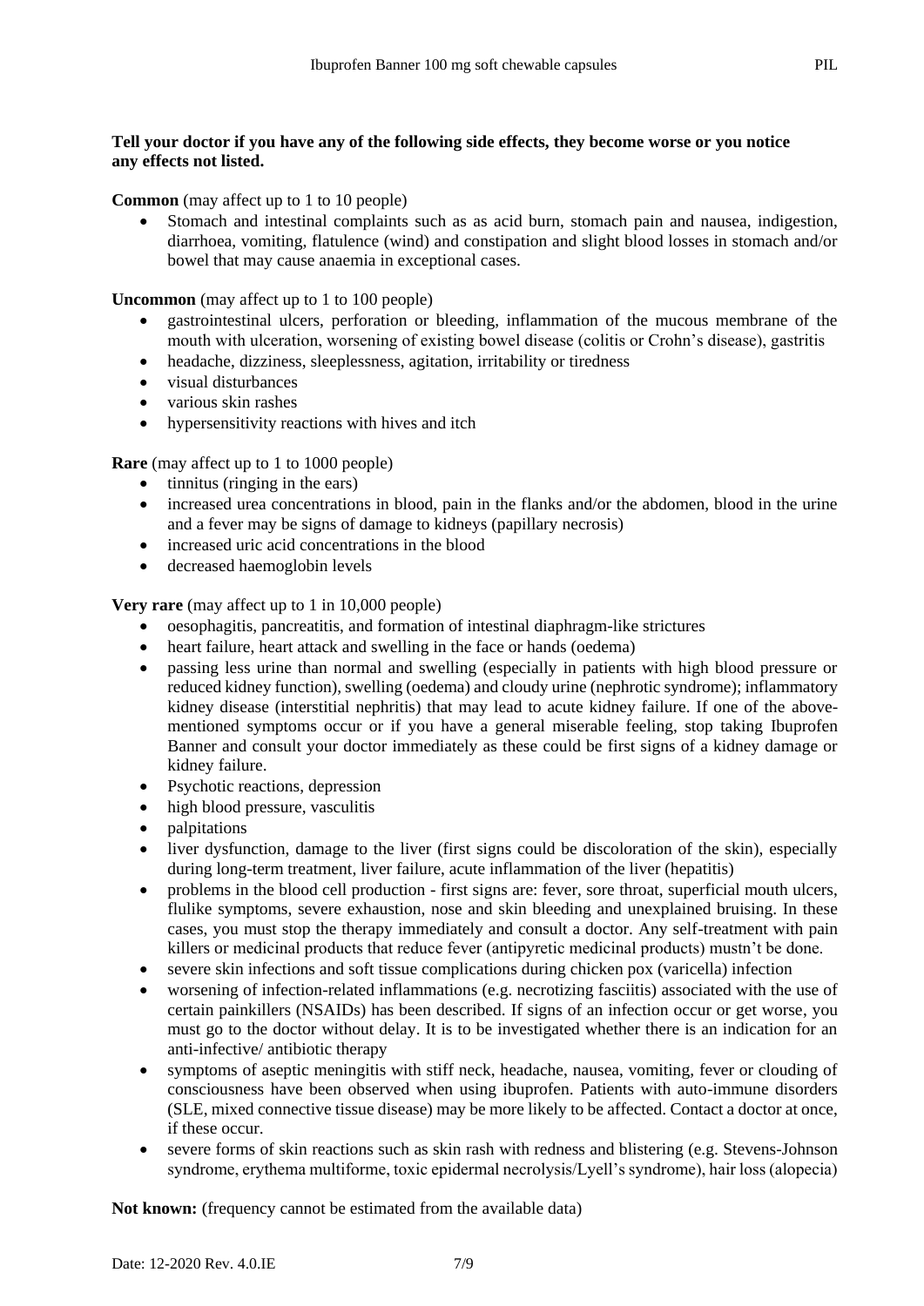**Tell your doctor if you have any of the following side effects, they become worse or you notice any effects not listed.**

**Common** (may affect up to 1 to 10 people)

- Stomach and intestinal complaints such as as acid burn, stomach pain and nausea, indigestion, diarrhoea, vomiting, flatulence (wind) and constipation and slight blood losses in stomach and/or bowel that may cause anaemia in exceptional cases.

**Uncommon** (may affect up to 1 to 100 people)

- gastrointestinal ulcers, perforation or bleeding, inflammation of the mucous membrane of the mouth with ulceration, worsening of existing bowel disease (colitis or Crohn's disease), gastritis
- headache, dizziness, sleeplessness, agitation, irritability or tiredness
- visual disturbances
- various skin rashes
- hypersensitivity reactions with hives and itch

**Rare** (may affect up to 1 to 1000 people)

- tinnitus (ringing in the ears)
- increased urea concentrations in blood, pain in the flanks and/or the abdomen, blood in the urine and a fever may be signs of damage to kidneys (papillary necrosis)
- increased uric acid concentrations in the blood
- decreased haemoglobin levels

**Very rare** (may affect up to 1 in 10,000 people)

- oesophagitis, pancreatitis, and formation of intestinal diaphragm-like strictures
- heart failure, heart attack and swelling in the face or hands (oedema)
- passing less urine than normal and swelling (especially in patients with high blood pressure or reduced kidney function), swelling (oedema) and cloudy urine (nephrotic syndrome); inflammatory kidney disease (interstitial nephritis) that may lead to acute kidney failure. If one of the above-mentioned symptoms occur or if you have a general miserable feeling, stop taking Ibuprofen Banner and consult your doctor immediately as these could be first signs of a kidney damage or kidney failure.
- Psychotic reactions, depression
- high blood pressure, vasculitis
- palpitations
- liver dysfunction, damage to the liver (first signs could be discoloration of the skin), especially during long-term treatment, liver failure, acute inflammation of the liver (hepatitis)
- problems in the blood cell production - first signs are: fever, sore throat, superficial mouth ulcers, flulike symptoms, severe exhaustion, nose and skin bleeding and unexplained bruising. In these cases, you must stop the therapy immediately and consult a doctor. Any self-treatment with pain killers or medicinal products that reduce fever (antipyretic medicinal products) mustn't be done.
- severe skin infections and soft tissue complications during chicken pox (varicella) infection
- worsening of infection-related inflammations (e.g. necrotizing fasciitis) associated with the use of certain painkillers (NSAIDs) has been described. If signs of an infection occur or get worse, you must go to the doctor without delay. It is to be investigated whether there is an indication for an anti-infective/ antibiotic therapy
- symptoms of aseptic meningitis with stiff neck, headache, nausea, vomiting, fever or clouding of consciousness have been observed when using ibuprofen. Patients with auto-immune disorders (SLE, mixed connective tissue disease) may be more likely to be affected. Contact a doctor at once, if these occur.
- severe forms of skin reactions such as skin rash with redness and blistering (e.g. Stevens-Johnson syndrome, erythema multiforme, toxic epidermal necrolysis/Lyell's syndrome), hair loss (alopecia)

**Not known:** (frequency cannot be estimated from the available data)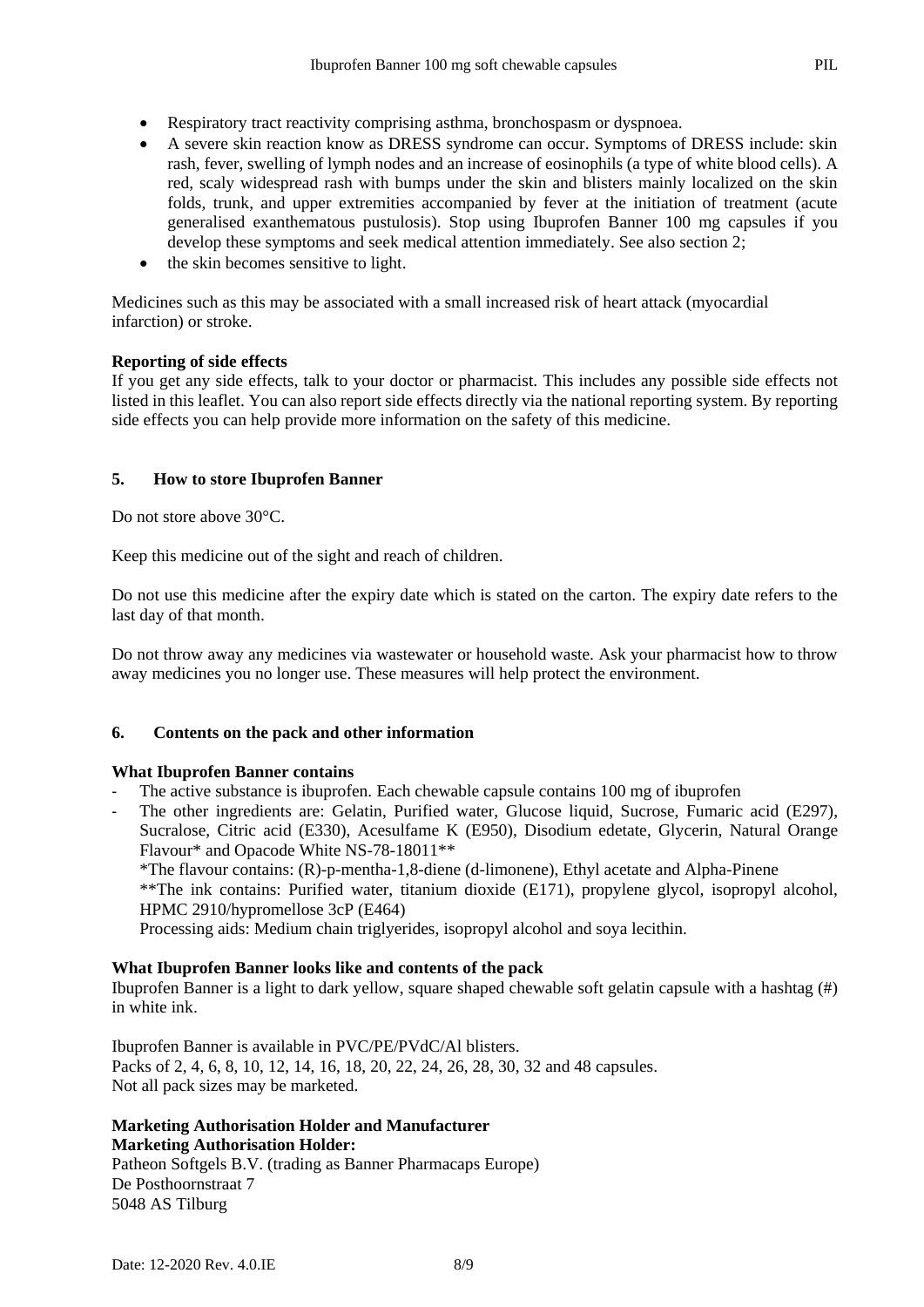- Respiratory tract reactivity comprising asthma, bronchospasm or dyspnoea.
- A severe skin reaction know as DRESS syndrome can occur. Symptoms of DRESS include: skin rash, fever, swelling of lymph nodes and an increase of eosinophils (a type of white blood cells). A red, scaly widespread rash with bumps under the skin and blisters mainly localized on the skin folds, trunk, and upper extremities accompanied by fever at the initiation of treatment (acute generalised exanthematous pustulosis). Stop using Ibuprofen Banner 100 mg capsules if you develop these symptoms and seek medical attention immediately. See also section 2;
- the skin becomes sensitive to light.

Medicines such as this may be associated with a small increased risk of heart attack (myocardial infarction) or stroke.

**Reporting of side effects**
If you get any side effects, talk to your doctor or pharmacist. This includes any possible side effects not listed in this leaflet. You can also report side effects directly via the national reporting system. By reporting side effects you can help provide more information on the safety of this medicine.

## 5. How to store Ibuprofen Banner

Do not store above 30°C.

Keep this medicine out of the sight and reach of children.

Do not use this medicine after the expiry date which is stated on the carton. The expiry date refers to the last day of that month.

Do not throw away any medicines via wastewater or household waste. Ask your pharmacist how to throw away medicines you no longer use. These measures will help protect the environment.

## 6. Contents on the pack and other information

**What Ibuprofen Banner contains**

- The active substance is ibuprofen. Each chewable capsule contains 100 mg of ibuprofen
- The other ingredients are: Gelatin, Purified water, Glucose liquid, Sucrose, Fumaric acid (E297), Sucralose, Citric acid (E330), Acesulfame K (E950), Disodium edetate, Glycerin, Natural Orange Flavour* and Opacode White NS-78-18011**
  *The flavour contains: (R)-p-mentha-1,8-diene (d-limonene), Ethyl acetate and Alpha-Pinene
  **The ink contains: Purified water, titanium dioxide (E171), propylene glycol, isopropyl alcohol, HPMC 2910/hypromellose 3cP (E464)
  Processing aids: Medium chain triglycerides, isopropyl alcohol and soya lecithin.

**What Ibuprofen Banner looks like and contents of the pack**
Ibuprofen Banner is a light to dark yellow, square shaped chewable soft gelatin capsule with a hashtag (#) in white ink.

Ibuprofen Banner is available in PVC/PE/PVdC/Al blisters.
Packs of 2, 4, 6, 8, 10, 12, 14, 16, 18, 20, 22, 24, 26, 28, 30, 32 and 48 capsules.
Not all pack sizes may be marketed.

**Marketing Authorisation Holder and Manufacturer**
**Marketing Authorisation Holder:**
Patheon Softgels B.V. (trading as Banner Pharmacaps Europe)
De Posthoornstraat 7
5048 AS Tilburg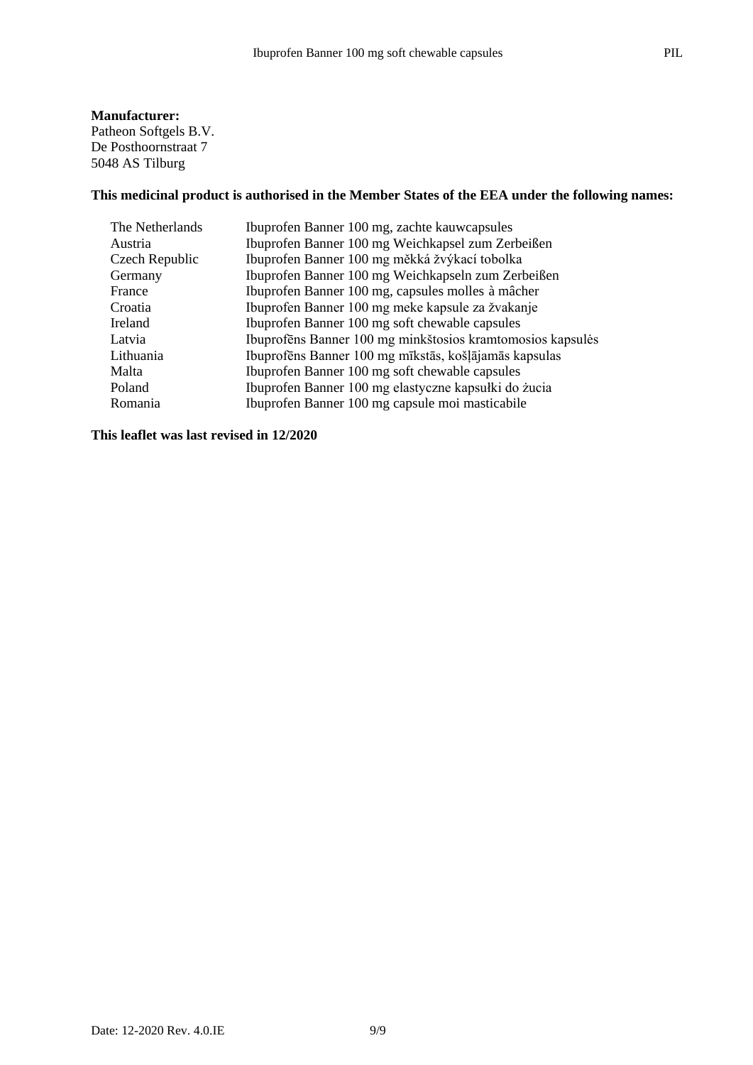**Manufacturer:**
Patheon Softgels B.V.
De Posthoornstraat 7
5048 AS Tilburg

**This medicinal product is authorised in the Member States of the EEA under the following names:**

| | |
|---|---|
| The Netherlands | Ibuprofen Banner 100 mg, zachte kauwcapsules |
| Austria | Ibuprofen Banner 100 mg Weichkapsel zum Zerbeißen |
| Czech Republic | Ibuprofen Banner 100 mg měkká žvýkací tobolka |
| Germany | Ibuprofen Banner 100 mg Weichkapseln zum Zerbeißen |
| France | Ibuprofen Banner 100 mg, capsules molles à mâcher |
| Croatia | Ibuprofen Banner 100 mg meke kapsule za žvakanje |
| Ireland | Ibuprofen Banner 100 mg soft chewable capsules |
| Latvia | Ibuprofēns Banner 100 mg minkštosios kramtomosios kapsulės |
| Lithuania | Ibuprofēns Banner 100 mg mīkstās, košļājamās kapsulas |
| Malta | Ibuprofen Banner 100 mg soft chewable capsules |
| Poland | Ibuprofen Banner 100 mg elastyczne kapsułki do żucia |
| Romania | Ibuprofen Banner 100 mg capsule moi masticabile |

**This leaflet was last revised in 12/2020**